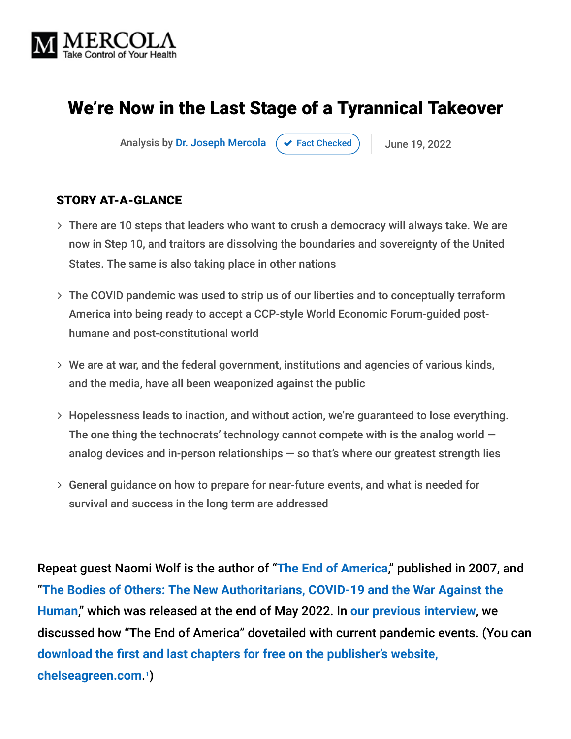MERCOLA
Take Control of Your Health

# We're Now in the Last Stage of a Tyrannical Takeover

Analysis by Dr. Joseph Mercola | Fact Checked | June 19, 2022

### STORY AT-A-GLANCE

- There are 10 steps that leaders who want to crush a democracy will always take. We are now in Step 10, and traitors are dissolving the boundaries and sovereignty of the United States. The same is also taking place in other nations
- The COVID pandemic was used to strip us of our liberties and to conceptually terraform America into being ready to accept a CCP-style World Economic Forum-guided post-humane and post-constitutional world
- We are at war, and the federal government, institutions and agencies of various kinds, and the media, have all been weaponized against the public
- Hopelessness leads to inaction, and without action, we're guaranteed to lose everything. The one thing the technocrats' technology cannot compete with is the analog world — analog devices and in-person relationships — so that's where our greatest strength lies
- General guidance on how to prepare for near-future events, and what is needed for survival and success in the long term are addressed

Repeat guest Naomi Wolf is the author of "The End of America," published in 2007, and "The Bodies of Others: The New Authoritarians, COVID-19 and the War Against the Human," which was released at the end of May 2022. In our previous interview, we discussed how "The End of America" dovetailed with current pandemic events. (You can download the first and last chapters for free on the publisher's website, chelseagreen.com.[1])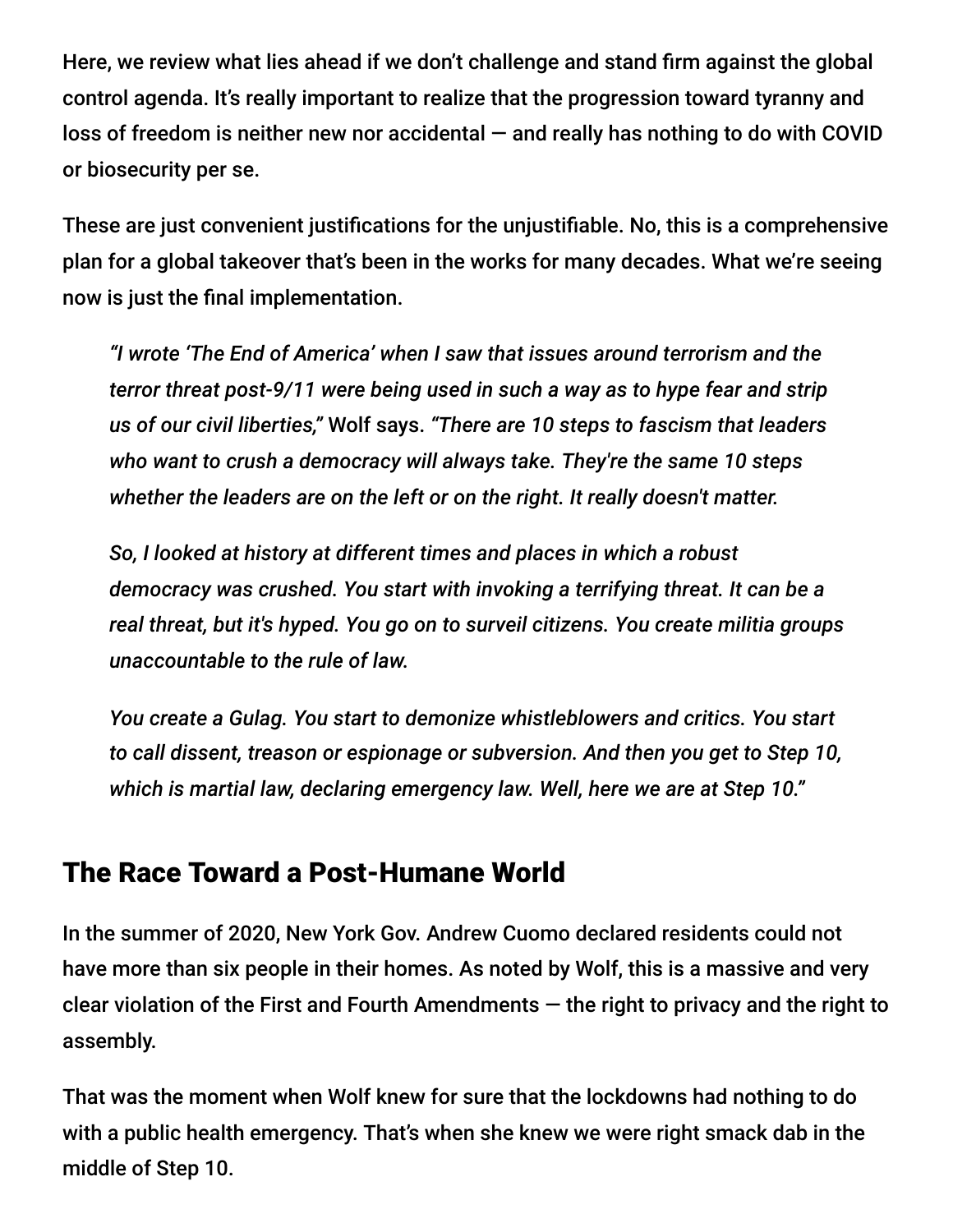Here, we review what lies ahead if we don't challenge and stand firm against the global control agenda. It's really important to realize that the progression toward tyranny and loss of freedom is neither new nor accidental — and really has nothing to do with COVID or biosecurity per se.

These are just convenient justifications for the unjustifiable. No, this is a comprehensive plan for a global takeover that's been in the works for many decades. What we're seeing now is just the final implementation.

> *"I wrote 'The End of America' when I saw that issues around terrorism and the terror threat post-9/11 were being used in such a way as to hype fear and strip us of our civil liberties,"* Wolf says. *"There are 10 steps to fascism that leaders who want to crush a democracy will always take. They're the same 10 steps whether the leaders are on the left or on the right. It really doesn't matter.*
>
> *So, I looked at history at different times and places in which a robust democracy was crushed. You start with invoking a terrifying threat. It can be a real threat, but it's hyped. You go on to surveil citizens. You create militia groups unaccountable to the rule of law.*
>
> *You create a Gulag. You start to demonize whistleblowers and critics. You start to call dissent, treason or espionage or subversion. And then you get to Step 10, which is martial law, declaring emergency law. Well, here we are at Step 10."*

## The Race Toward a Post-Humane World

In the summer of 2020, New York Gov. Andrew Cuomo declared residents could not have more than six people in their homes. As noted by Wolf, this is a massive and very clear violation of the First and Fourth Amendments — the right to privacy and the right to assembly.

That was the moment when Wolf knew for sure that the lockdowns had nothing to do with a public health emergency. That's when she knew we were right smack dab in the middle of Step 10.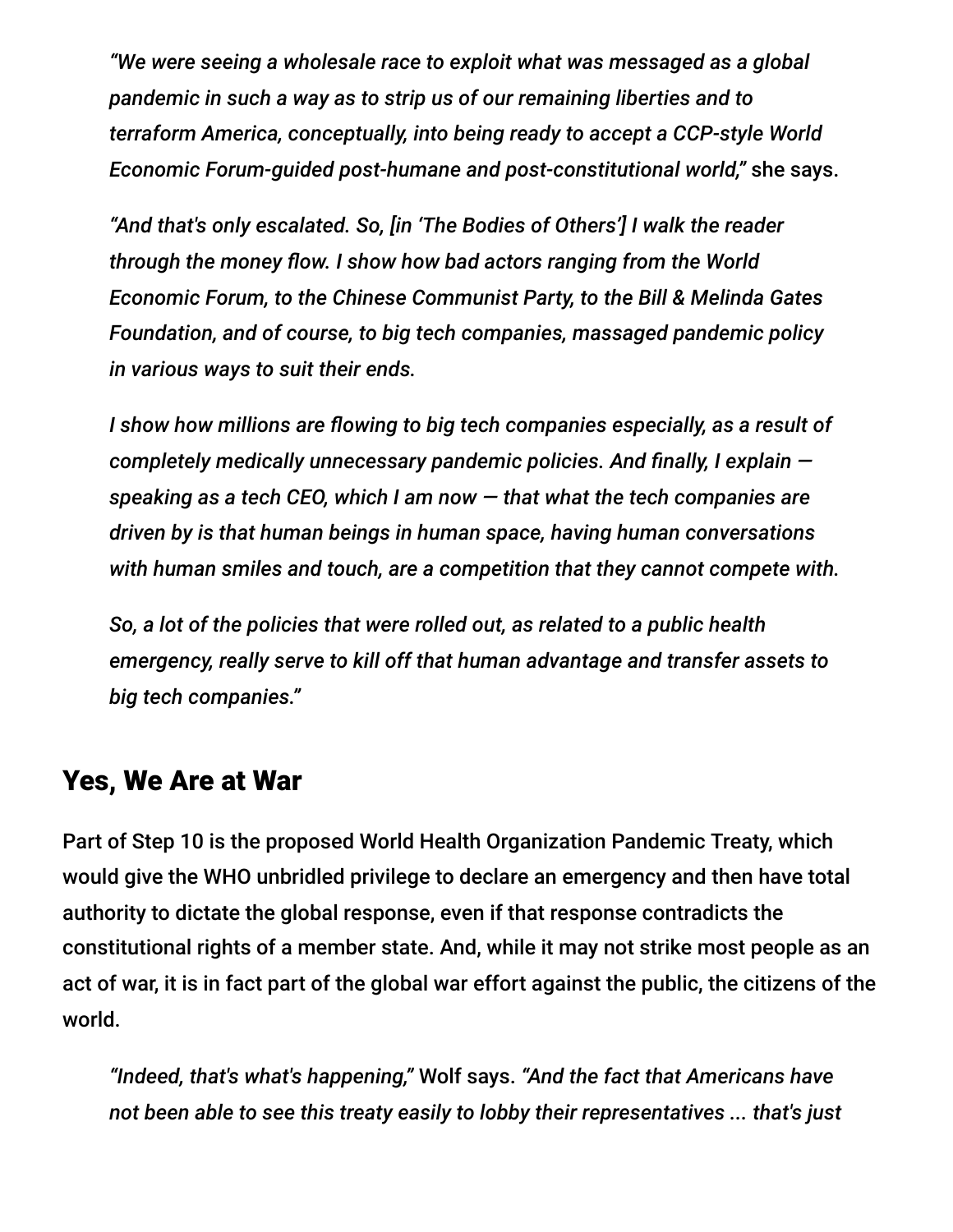*"We were seeing a wholesale race to exploit what was messaged as a global pandemic in such a way as to strip us of our remaining liberties and to terraform America, conceptually, into being ready to accept a CCP-style World Economic Forum-guided post-humane and post-constitutional world,"* she says.

*"And that's only escalated. So, [in 'The Bodies of Others'] I walk the reader through the money flow. I show how bad actors ranging from the World Economic Forum, to the Chinese Communist Party, to the Bill & Melinda Gates Foundation, and of course, to big tech companies, massaged pandemic policy in various ways to suit their ends.*

*I show how millions are flowing to big tech companies especially, as a result of completely medically unnecessary pandemic policies. And finally, I explain — speaking as a tech CEO, which I am now — that what the tech companies are driven by is that human beings in human space, having human conversations with human smiles and touch, are a competition that they cannot compete with.*

*So, a lot of the policies that were rolled out, as related to a public health emergency, really serve to kill off that human advantage and transfer assets to big tech companies."*

## Yes, We Are at War

Part of Step 10 is the proposed World Health Organization Pandemic Treaty, which would give the WHO unbridled privilege to declare an emergency and then have total authority to dictate the global response, even if that response contradicts the constitutional rights of a member state. And, while it may not strike most people as an act of war, it is in fact part of the global war effort against the public, the citizens of the world.

*"Indeed, that's what's happening,"* Wolf says. *"And the fact that Americans have not been able to see this treaty easily to lobby their representatives ... that's just*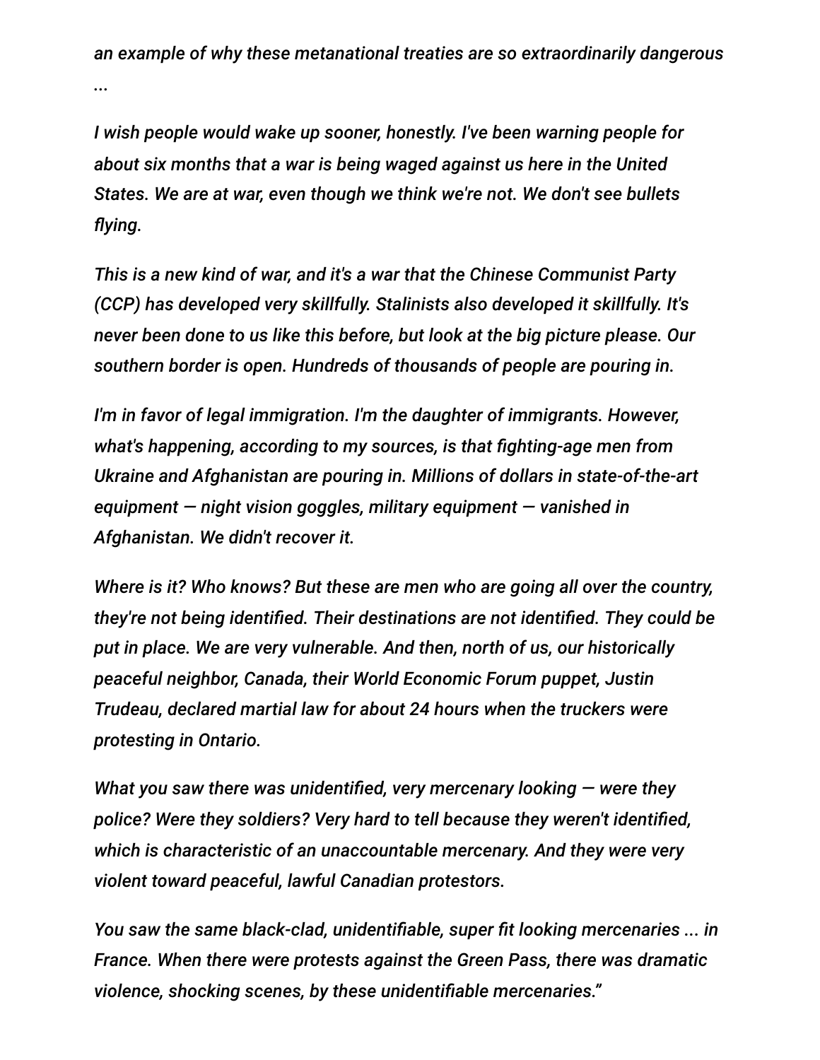*an example of why these metanational treaties are so extraordinarily dangerous ...*

*I wish people would wake up sooner, honestly. I've been warning people for about six months that a war is being waged against us here in the United States. We are at war, even though we think we're not. We don't see bullets flying.*

*This is a new kind of war, and it's a war that the Chinese Communist Party (CCP) has developed very skillfully. Stalinists also developed it skillfully. It's never been done to us like this before, but look at the big picture please. Our southern border is open. Hundreds of thousands of people are pouring in.*

*I'm in favor of legal immigration. I'm the daughter of immigrants. However, what's happening, according to my sources, is that fighting-age men from Ukraine and Afghanistan are pouring in. Millions of dollars in state-of-the-art equipment — night vision goggles, military equipment — vanished in Afghanistan. We didn't recover it.*

*Where is it? Who knows? But these are men who are going all over the country, they're not being identified. Their destinations are not identified. They could be put in place. We are very vulnerable. And then, north of us, our historically peaceful neighbor, Canada, their World Economic Forum puppet, Justin Trudeau, declared martial law for about 24 hours when the truckers were protesting in Ontario.*

*What you saw there was unidentified, very mercenary looking — were they police? Were they soldiers? Very hard to tell because they weren't identified, which is characteristic of an unaccountable mercenary. And they were very violent toward peaceful, lawful Canadian protestors.*

*You saw the same black-clad, unidentifiable, super fit looking mercenaries ... in France. When there were protests against the Green Pass, there was dramatic violence, shocking scenes, by these unidentifiable mercenaries."*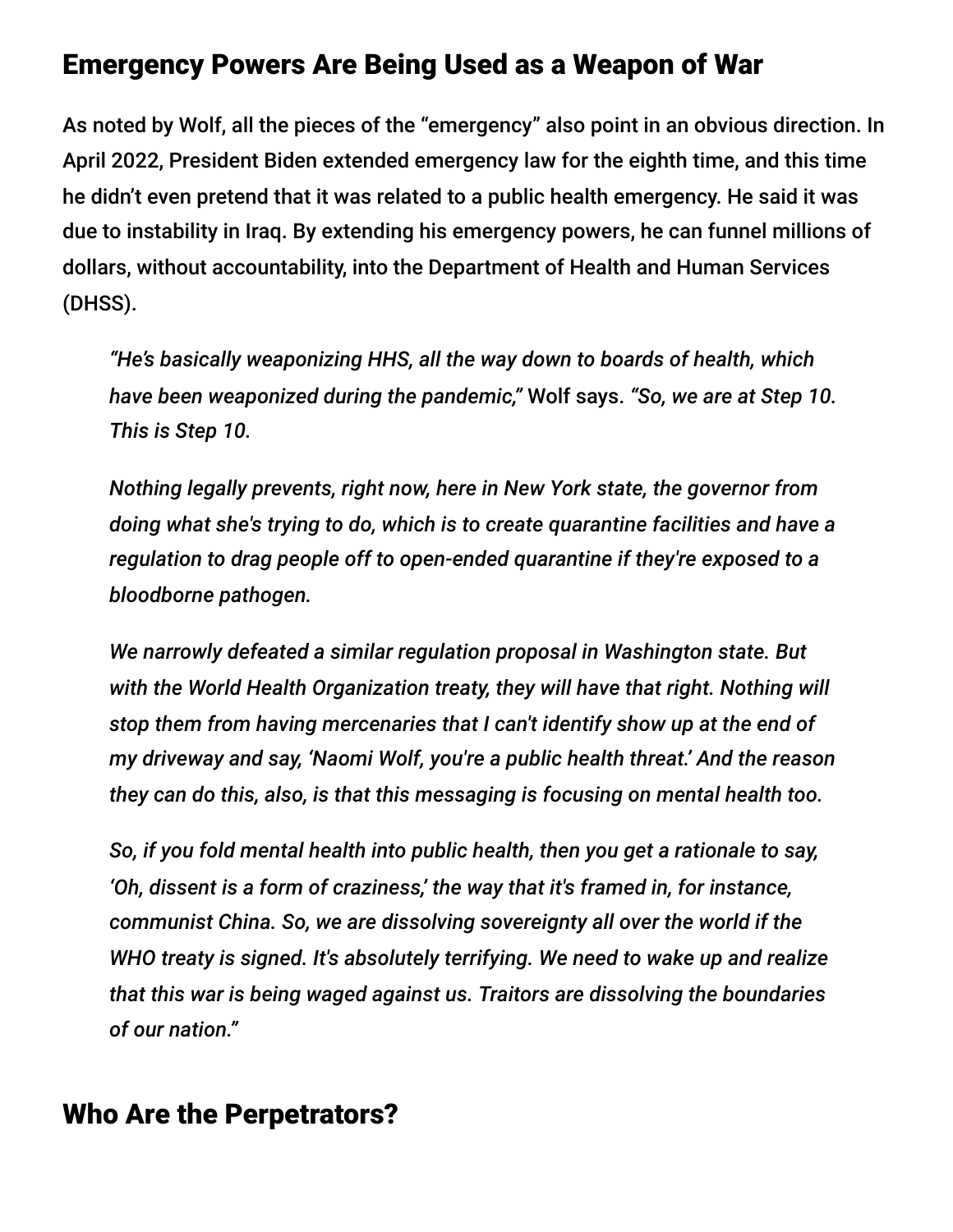## Emergency Powers Are Being Used as a Weapon of War

As noted by Wolf, all the pieces of the "emergency" also point in an obvious direction. In April 2022, President Biden extended emergency law for the eighth time, and this time he didn't even pretend that it was related to a public health emergency. He said it was due to instability in Iraq. By extending his emergency powers, he can funnel millions of dollars, without accountability, into the Department of Health and Human Services (DHSS).

> *"He's basically weaponizing HHS, all the way down to boards of health, which have been weaponized during the pandemic,"* Wolf says. *"So, we are at Step 10. This is Step 10.*
>
> *Nothing legally prevents, right now, here in New York state, the governor from doing what she's trying to do, which is to create quarantine facilities and have a regulation to drag people off to open-ended quarantine if they're exposed to a bloodborne pathogen.*
>
> *We narrowly defeated a similar regulation proposal in Washington state. But with the World Health Organization treaty, they will have that right. Nothing will stop them from having mercenaries that I can't identify show up at the end of my driveway and say, 'Naomi Wolf, you're a public health threat.' And the reason they can do this, also, is that this messaging is focusing on mental health too.*
>
> *So, if you fold mental health into public health, then you get a rationale to say, 'Oh, dissent is a form of craziness,' the way that it's framed in, for instance, communist China. So, we are dissolving sovereignty all over the world if the WHO treaty is signed. It's absolutely terrifying. We need to wake up and realize that this war is being waged against us. Traitors are dissolving the boundaries of our nation."*

## Who Are the Perpetrators?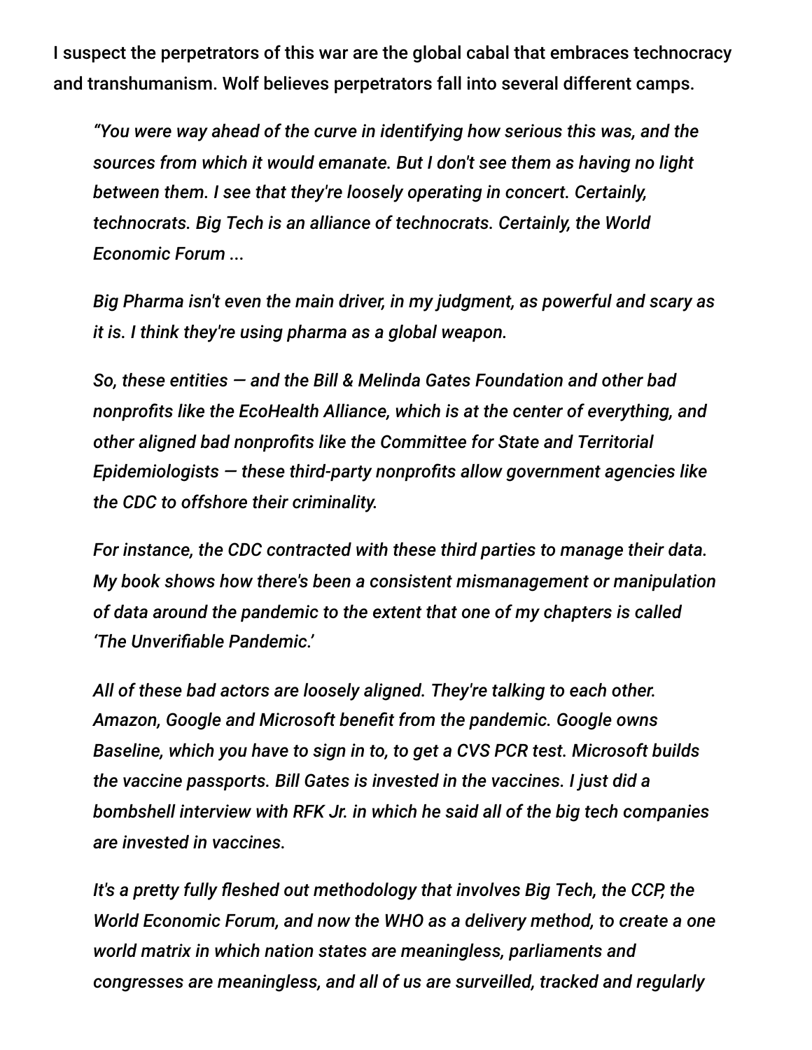I suspect the perpetrators of this war are the global cabal that embraces technocracy and transhumanism. Wolf believes perpetrators fall into several different camps.

> *"You were way ahead of the curve in identifying how serious this was, and the sources from which it would emanate. But I don't see them as having no light between them. I see that they're loosely operating in concert. Certainly, technocrats. Big Tech is an alliance of technocrats. Certainly, the World Economic Forum ...*
>
> *Big Pharma isn't even the main driver, in my judgment, as powerful and scary as it is. I think they're using pharma as a global weapon.*
>
> *So, these entities — and the Bill & Melinda Gates Foundation and other bad nonprofits like the EcoHealth Alliance, which is at the center of everything, and other aligned bad nonprofits like the Committee for State and Territorial Epidemiologists — these third-party nonprofits allow government agencies like the CDC to offshore their criminality.*
>
> *For instance, the CDC contracted with these third parties to manage their data. My book shows how there's been a consistent mismanagement or manipulation of data around the pandemic to the extent that one of my chapters is called 'The Unverifiable Pandemic.'*
>
> *All of these bad actors are loosely aligned. They're talking to each other. Amazon, Google and Microsoft benefit from the pandemic. Google owns Baseline, which you have to sign in to, to get a CVS PCR test. Microsoft builds the vaccine passports. Bill Gates is invested in the vaccines. I just did a bombshell interview with RFK Jr. in which he said all of the big tech companies are invested in vaccines.*
>
> *It's a pretty fully fleshed out methodology that involves Big Tech, the CCP, the World Economic Forum, and now the WHO as a delivery method, to create a one world matrix in which nation states are meaningless, parliaments and congresses are meaningless, and all of us are surveilled, tracked and regularly*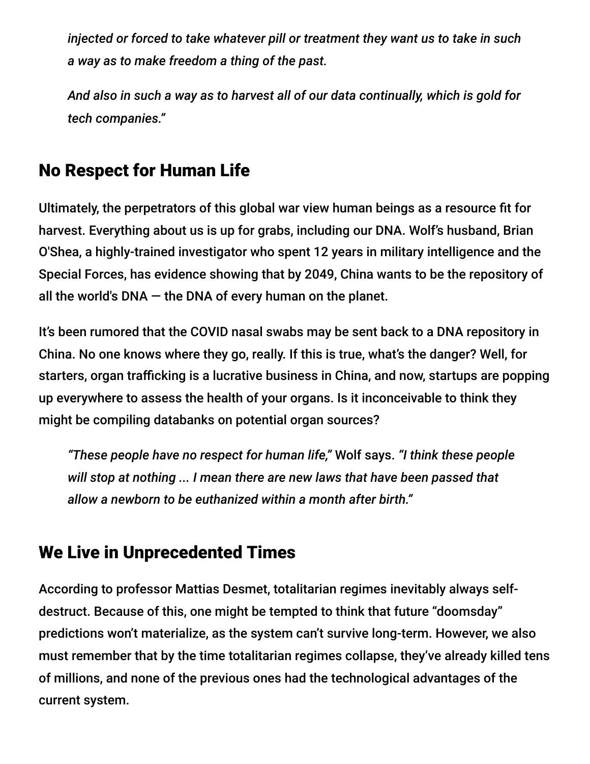*injected or forced to take whatever pill or treatment they want us to take in such a way as to make freedom a thing of the past.*

*And also in such a way as to harvest all of our data continually, which is gold for tech companies."*

## No Respect for Human Life

Ultimately, the perpetrators of this global war view human beings as a resource fit for harvest. Everything about us is up for grabs, including our DNA. Wolf's husband, Brian O'Shea, a highly-trained investigator who spent 12 years in military intelligence and the Special Forces, has evidence showing that by 2049, China wants to be the repository of all the world's DNA — the DNA of every human on the planet.

It's been rumored that the COVID nasal swabs may be sent back to a DNA repository in China. No one knows where they go, really. If this is true, what's the danger? Well, for starters, organ trafficking is a lucrative business in China, and now, startups are popping up everywhere to assess the health of your organs. Is it inconceivable to think they might be compiling databanks on potential organ sources?

> *"These people have no respect for human life,"* Wolf says. *"I think these people will stop at nothing ... I mean there are new laws that have been passed that allow a newborn to be euthanized within a month after birth."*

## We Live in Unprecedented Times

According to professor Mattias Desmet, totalitarian regimes inevitably always self-destruct. Because of this, one might be tempted to think that future "doomsday" predictions won't materialize, as the system can't survive long-term. However, we also must remember that by the time totalitarian regimes collapse, they've already killed tens of millions, and none of the previous ones had the technological advantages of the current system.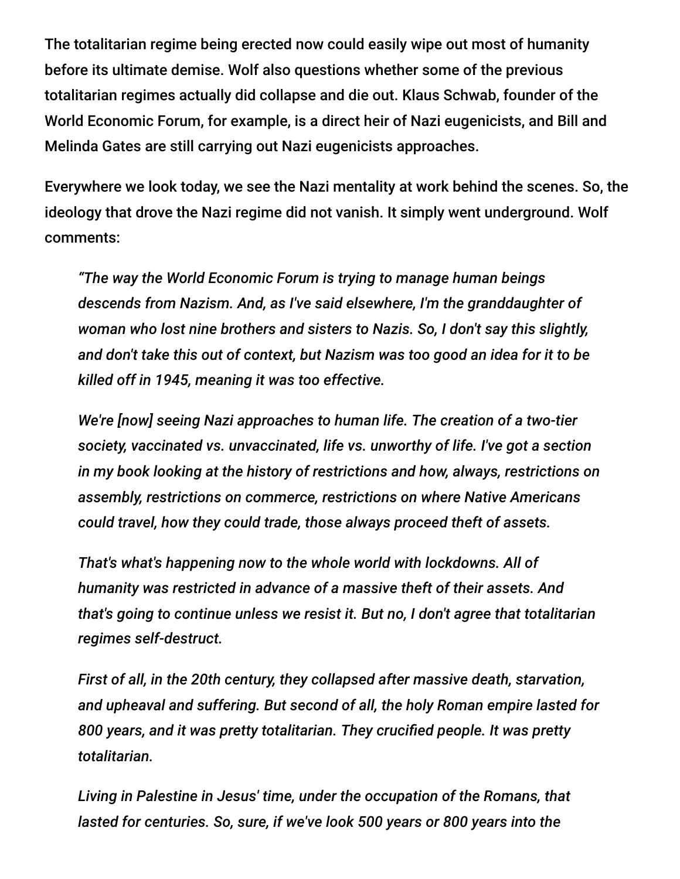The totalitarian regime being erected now could easily wipe out most of humanity before its ultimate demise. Wolf also questions whether some of the previous totalitarian regimes actually did collapse and die out. Klaus Schwab, founder of the World Economic Forum, for example, is a direct heir of Nazi eugenicists, and Bill and Melinda Gates are still carrying out Nazi eugenicists approaches.

Everywhere we look today, we see the Nazi mentality at work behind the scenes. So, the ideology that drove the Nazi regime did not vanish. It simply went underground. Wolf comments:

> *"The way the World Economic Forum is trying to manage human beings descends from Nazism. And, as I've said elsewhere, I'm the granddaughter of woman who lost nine brothers and sisters to Nazis. So, I don't say this slightly, and don't take this out of context, but Nazism was too good an idea for it to be killed off in 1945, meaning it was too effective.*
>
> *We're [now] seeing Nazi approaches to human life. The creation of a two-tier society, vaccinated vs. unvaccinated, life vs. unworthy of life. I've got a section in my book looking at the history of restrictions and how, always, restrictions on assembly, restrictions on commerce, restrictions on where Native Americans could travel, how they could trade, those always proceed theft of assets.*
>
> *That's what's happening now to the whole world with lockdowns. All of humanity was restricted in advance of a massive theft of their assets. And that's going to continue unless we resist it. But no, I don't agree that totalitarian regimes self-destruct.*
>
> *First of all, in the 20th century, they collapsed after massive death, starvation, and upheaval and suffering. But second of all, the holy Roman empire lasted for 800 years, and it was pretty totalitarian. They crucified people. It was pretty totalitarian.*
>
> *Living in Palestine in Jesus' time, under the occupation of the Romans, that lasted for centuries. So, sure, if we've look 500 years or 800 years into the*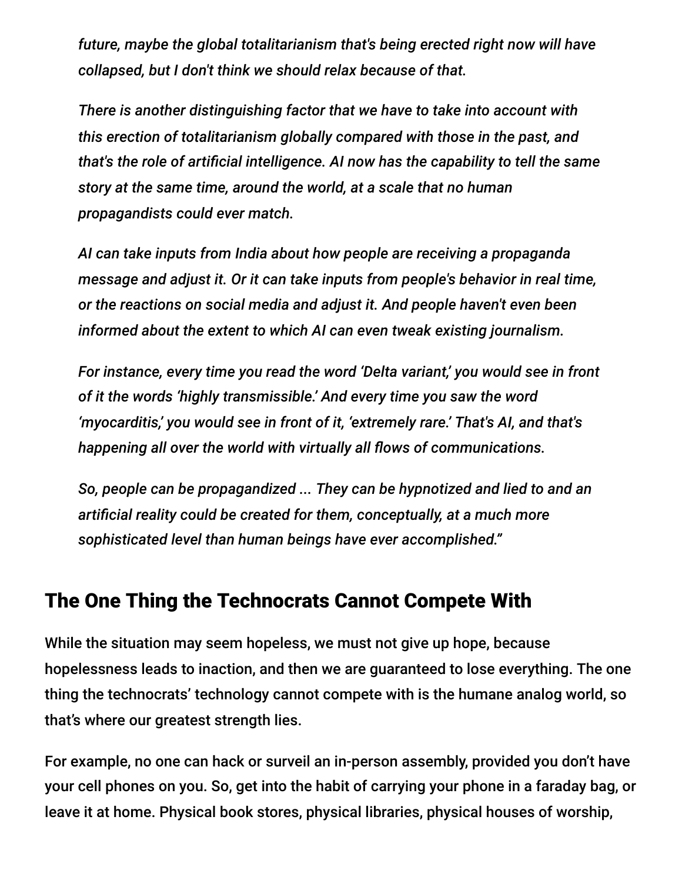*future, maybe the global totalitarianism that's being erected right now will have collapsed, but I don't think we should relax because of that.*

*There is another distinguishing factor that we have to take into account with this erection of totalitarianism globally compared with those in the past, and that's the role of artificial intelligence. AI now has the capability to tell the same story at the same time, around the world, at a scale that no human propagandists could ever match.*

*AI can take inputs from India about how people are receiving a propaganda message and adjust it. Or it can take inputs from people's behavior in real time, or the reactions on social media and adjust it. And people haven't even been informed about the extent to which AI can even tweak existing journalism.*

*For instance, every time you read the word 'Delta variant,' you would see in front of it the words 'highly transmissible.' And every time you saw the word 'myocarditis,' you would see in front of it, 'extremely rare.' That's AI, and that's happening all over the world with virtually all flows of communications.*

*So, people can be propagandized ... They can be hypnotized and lied to and an artificial reality could be created for them, conceptually, at a much more sophisticated level than human beings have ever accomplished."*

## The One Thing the Technocrats Cannot Compete With

While the situation may seem hopeless, we must not give up hope, because hopelessness leads to inaction, and then we are guaranteed to lose everything. The one thing the technocrats' technology cannot compete with is the humane analog world, so that's where our greatest strength lies.

For example, no one can hack or surveil an in-person assembly, provided you don't have your cell phones on you. So, get into the habit of carrying your phone in a faraday bag, or leave it at home. Physical book stores, physical libraries, physical houses of worship,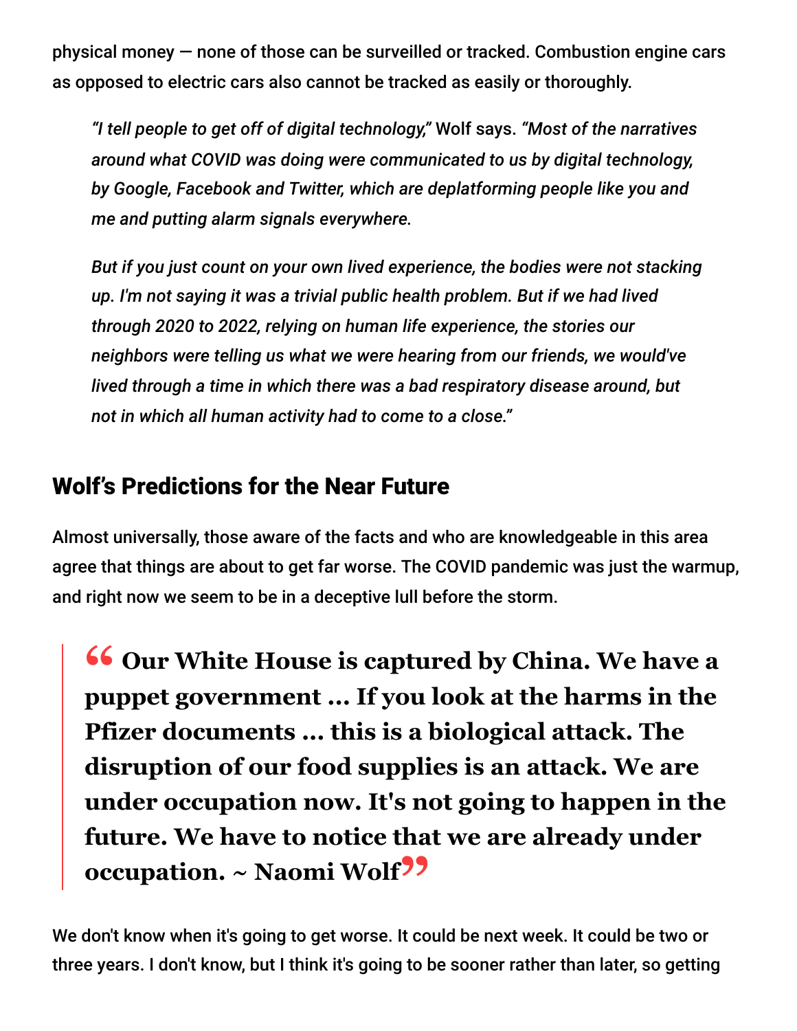physical money — none of those can be surveilled or tracked. Combustion engine cars as opposed to electric cars also cannot be tracked as easily or thoroughly.

> *"I tell people to get off of digital technology,"* Wolf says. *"Most of the narratives around what COVID was doing were communicated to us by digital technology, by Google, Facebook and Twitter, which are deplatforming people like you and me and putting alarm signals everywhere.*
>
> *But if you just count on your own lived experience, the bodies were not stacking up. I'm not saying it was a trivial public health problem. But if we had lived through 2020 to 2022, relying on human life experience, the stories our neighbors were telling us what we were hearing from our friends, we would've lived through a time in which there was a bad respiratory disease around, but not in which all human activity had to come to a close."*

## Wolf's Predictions for the Near Future

Almost universally, those aware of the facts and who are knowledgeable in this area agree that things are about to get far worse. The COVID pandemic was just the warmup, and right now we seem to be in a deceptive lull before the storm.

> **"Our White House is captured by China. We have a puppet government … If you look at the harms in the Pfizer documents … this is a biological attack. The disruption of our food supplies is an attack. We are under occupation now. It's not going to happen in the future. We have to notice that we are already under occupation. ~ Naomi Wolf"**

We don't know when it's going to get worse. It could be next week. It could be two or three years. I don't know, but I think it's going to be sooner rather than later, so getting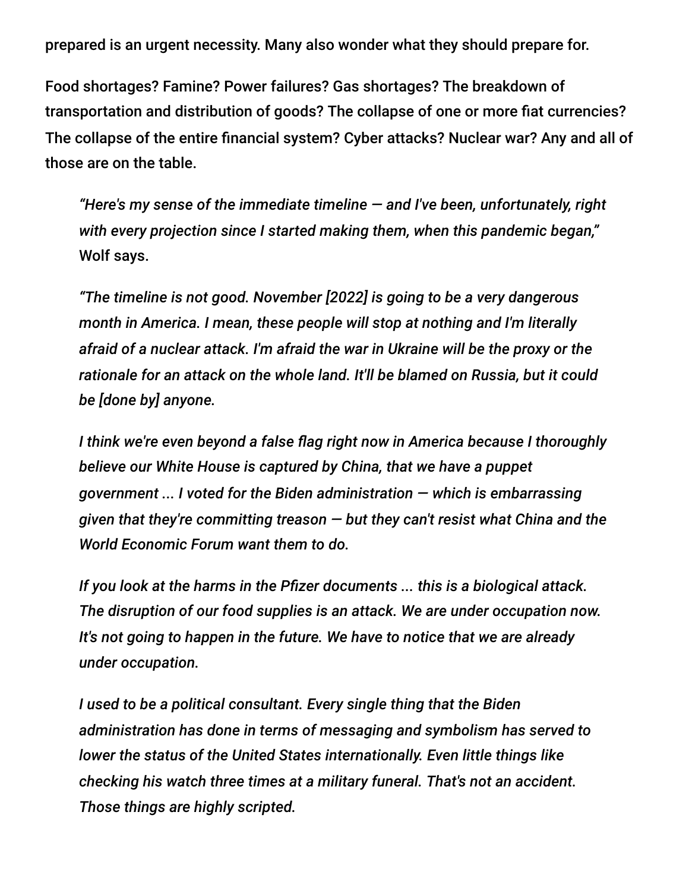prepared is an urgent necessity. Many also wonder what they should prepare for.

Food shortages? Famine? Power failures? Gas shortages? The breakdown of transportation and distribution of goods? The collapse of one or more fiat currencies? The collapse of the entire financial system? Cyber attacks? Nuclear war? Any and all of those are on the table.

> *"Here's my sense of the immediate timeline — and I've been, unfortunately, right with every projection since I started making them, when this pandemic began,"* Wolf says.
>
> *"The timeline is not good. November [2022] is going to be a very dangerous month in America. I mean, these people will stop at nothing and I'm literally afraid of a nuclear attack. I'm afraid the war in Ukraine will be the proxy or the rationale for an attack on the whole land. It'll be blamed on Russia, but it could be [done by] anyone.*
>
> *I think we're even beyond a false flag right now in America because I thoroughly believe our White House is captured by China, that we have a puppet government ... I voted for the Biden administration — which is embarrassing given that they're committing treason — but they can't resist what China and the World Economic Forum want them to do.*
>
> *If you look at the harms in the Pfizer documents ... this is a biological attack. The disruption of our food supplies is an attack. We are under occupation now. It's not going to happen in the future. We have to notice that we are already under occupation.*
>
> *I used to be a political consultant. Every single thing that the Biden administration has done in terms of messaging and symbolism has served to lower the status of the United States internationally. Even little things like checking his watch three times at a military funeral. That's not an accident. Those things are highly scripted.*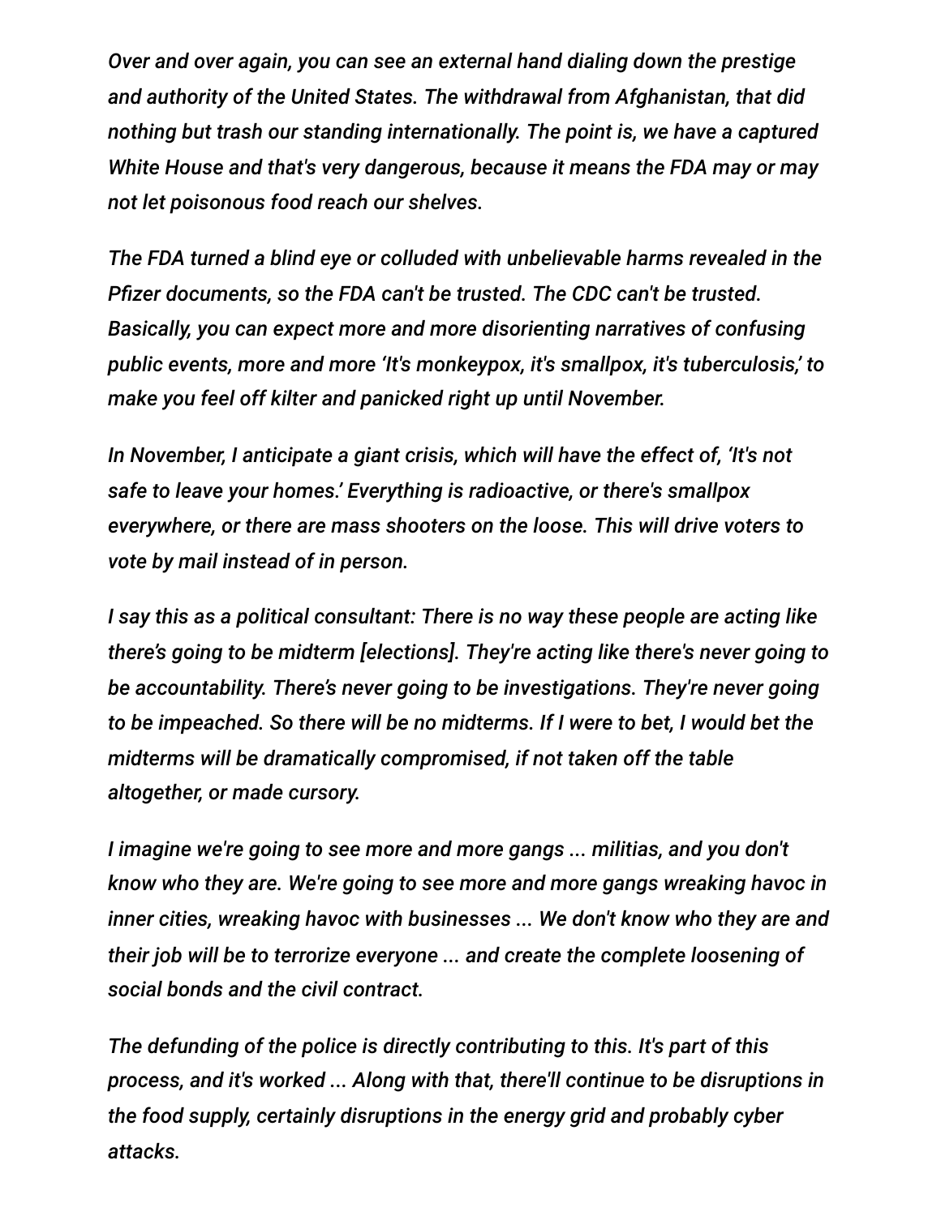*Over and over again, you can see an external hand dialing down the prestige and authority of the United States. The withdrawal from Afghanistan, that did nothing but trash our standing internationally. The point is, we have a captured White House and that's very dangerous, because it means the FDA may or may not let poisonous food reach our shelves.*

*The FDA turned a blind eye or colluded with unbelievable harms revealed in the Pfizer documents, so the FDA can't be trusted. The CDC can't be trusted. Basically, you can expect more and more disorienting narratives of confusing public events, more and more 'It's monkeypox, it's smallpox, it's tuberculosis,' to make you feel off kilter and panicked right up until November.*

*In November, I anticipate a giant crisis, which will have the effect of, 'It's not safe to leave your homes.' Everything is radioactive, or there's smallpox everywhere, or there are mass shooters on the loose. This will drive voters to vote by mail instead of in person.*

*I say this as a political consultant: There is no way these people are acting like there's going to be midterm [elections]. They're acting like there's never going to be accountability. There's never going to be investigations. They're never going to be impeached. So there will be no midterms. If I were to bet, I would bet the midterms will be dramatically compromised, if not taken off the table altogether, or made cursory.*

*I imagine we're going to see more and more gangs ... militias, and you don't know who they are. We're going to see more and more gangs wreaking havoc in inner cities, wreaking havoc with businesses ... We don't know who they are and their job will be to terrorize everyone ... and create the complete loosening of social bonds and the civil contract.*

*The defunding of the police is directly contributing to this. It's part of this process, and it's worked ... Along with that, there'll continue to be disruptions in the food supply, certainly disruptions in the energy grid and probably cyber attacks.*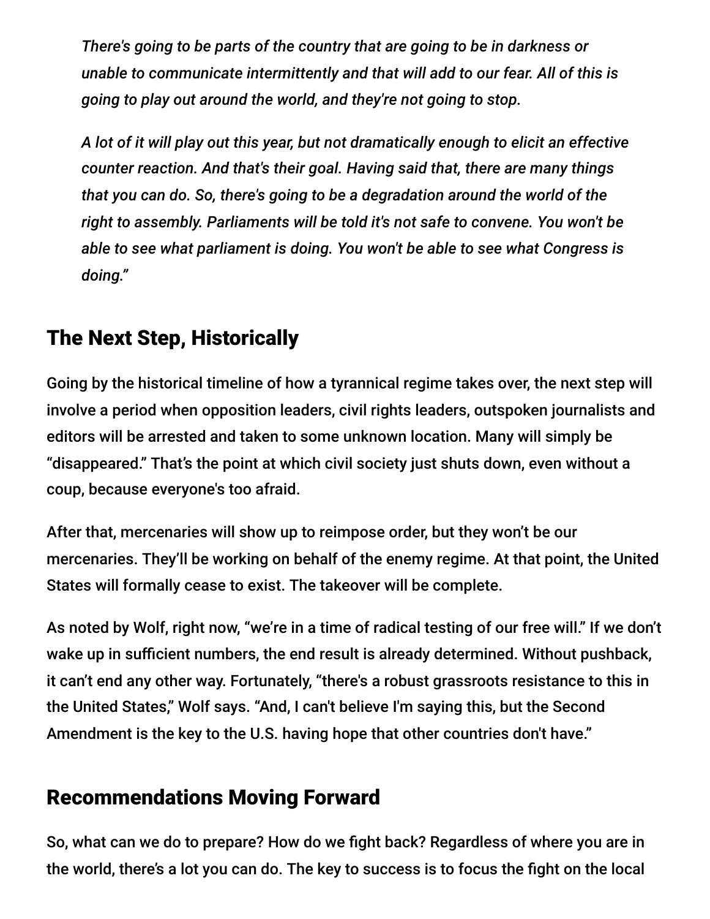*There's going to be parts of the country that are going to be in darkness or unable to communicate intermittently and that will add to our fear. All of this is going to play out around the world, and they're not going to stop.*

*A lot of it will play out this year, but not dramatically enough to elicit an effective counter reaction. And that's their goal. Having said that, there are many things that you can do. So, there's going to be a degradation around the world of the right to assembly. Parliaments will be told it's not safe to convene. You won't be able to see what parliament is doing. You won't be able to see what Congress is doing."*

## The Next Step, Historically

Going by the historical timeline of how a tyrannical regime takes over, the next step will involve a period when opposition leaders, civil rights leaders, outspoken journalists and editors will be arrested and taken to some unknown location. Many will simply be "disappeared." That's the point at which civil society just shuts down, even without a coup, because everyone's too afraid.

After that, mercenaries will show up to reimpose order, but they won't be our mercenaries. They'll be working on behalf of the enemy regime. At that point, the United States will formally cease to exist. The takeover will be complete.

As noted by Wolf, right now, "we're in a time of radical testing of our free will." If we don't wake up in sufficient numbers, the end result is already determined. Without pushback, it can't end any other way. Fortunately, "there's a robust grassroots resistance to this in the United States," Wolf says. "And, I can't believe I'm saying this, but the Second Amendment is the key to the U.S. having hope that other countries don't have."

## Recommendations Moving Forward

So, what can we do to prepare? How do we fight back? Regardless of where you are in the world, there's a lot you can do. The key to success is to focus the fight on the local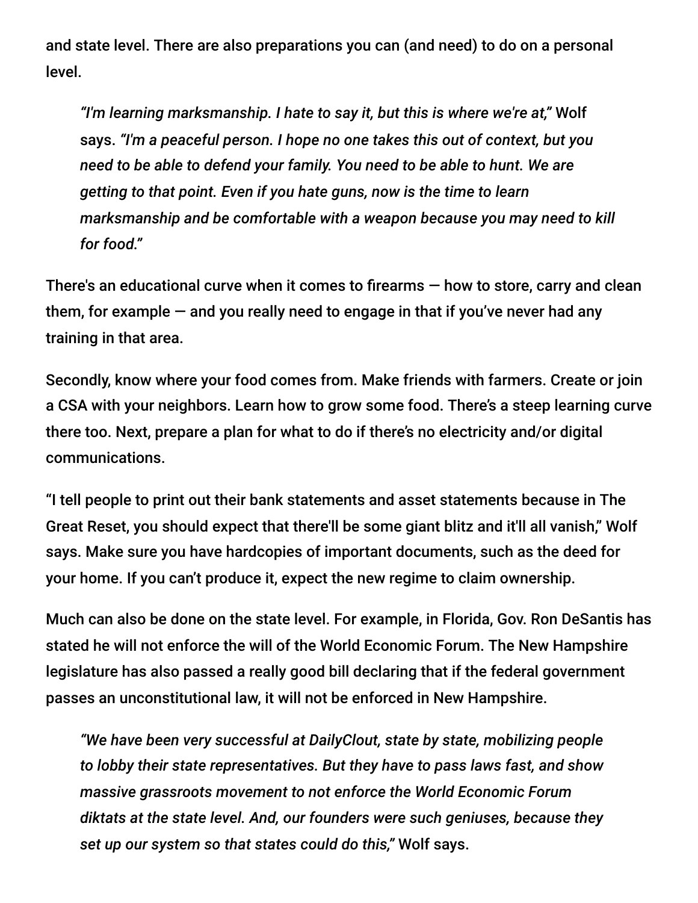and state level. There are also preparations you can (and need) to do on a personal level.

> *"I'm learning marksmanship. I hate to say it, but this is where we're at,"* Wolf says. *"I'm a peaceful person. I hope no one takes this out of context, but you need to be able to defend your family. You need to be able to hunt. We are getting to that point. Even if you hate guns, now is the time to learn marksmanship and be comfortable with a weapon because you may need to kill for food."*

There's an educational curve when it comes to firearms — how to store, carry and clean them, for example — and you really need to engage in that if you've never had any training in that area.

Secondly, know where your food comes from. Make friends with farmers. Create or join a CSA with your neighbors. Learn how to grow some food. There's a steep learning curve there too. Next, prepare a plan for what to do if there's no electricity and/or digital communications.

"I tell people to print out their bank statements and asset statements because in The Great Reset, you should expect that there'll be some giant blitz and it'll all vanish," Wolf says. Make sure you have hardcopies of important documents, such as the deed for your home. If you can't produce it, expect the new regime to claim ownership.

Much can also be done on the state level. For example, in Florida, Gov. Ron DeSantis has stated he will not enforce the will of the World Economic Forum. The New Hampshire legislature has also passed a really good bill declaring that if the federal government passes an unconstitutional law, it will not be enforced in New Hampshire.

> *"We have been very successful at DailyClout, state by state, mobilizing people to lobby their state representatives. But they have to pass laws fast, and show massive grassroots movement to not enforce the World Economic Forum diktats at the state level. And, our founders were such geniuses, because they set up our system so that states could do this,"* Wolf says.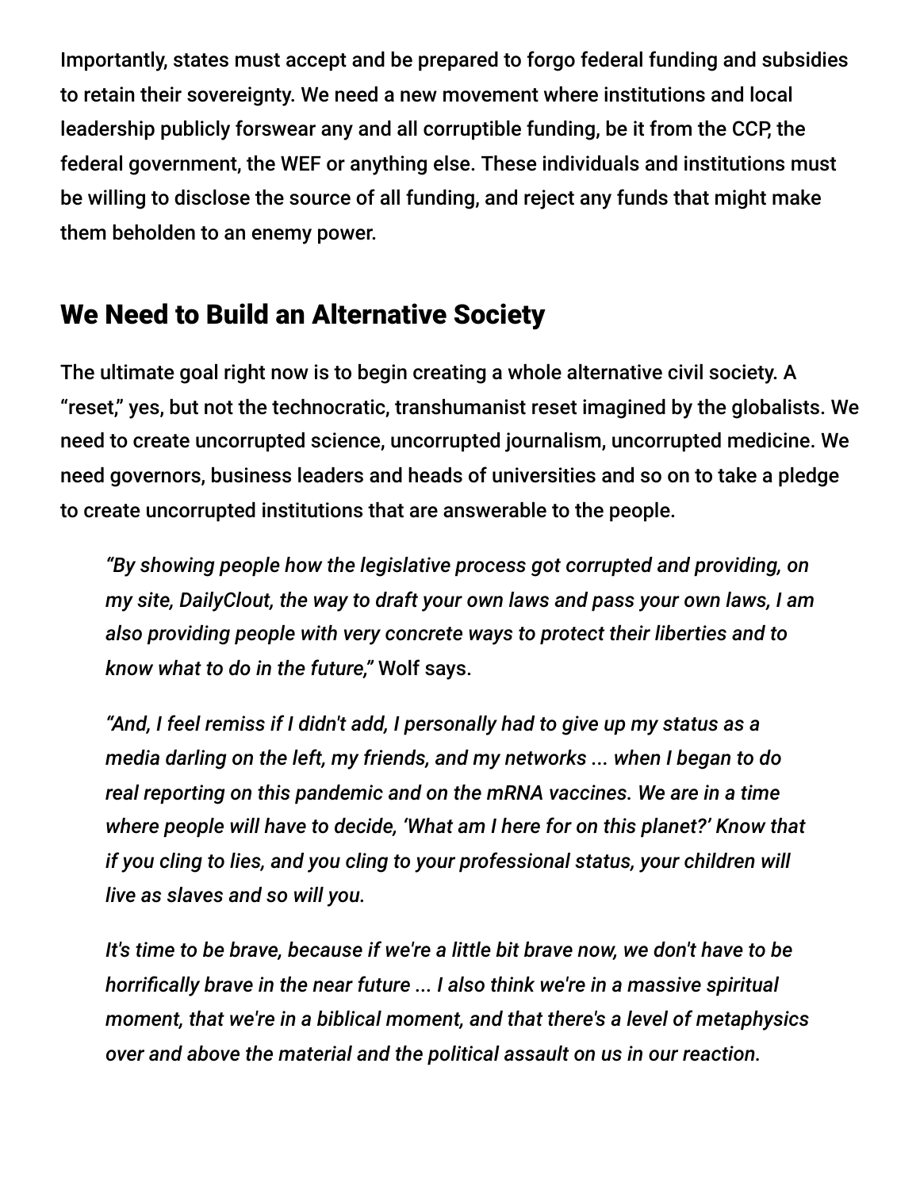Importantly, states must accept and be prepared to forgo federal funding and subsidies to retain their sovereignty. We need a new movement where institutions and local leadership publicly forswear any and all corruptible funding, be it from the CCP, the federal government, the WEF or anything else. These individuals and institutions must be willing to disclose the source of all funding, and reject any funds that might make them beholden to an enemy power.

## We Need to Build an Alternative Society

The ultimate goal right now is to begin creating a whole alternative civil society. A "reset," yes, but not the technocratic, transhumanist reset imagined by the globalists. We need to create uncorrupted science, uncorrupted journalism, uncorrupted medicine. We need governors, business leaders and heads of universities and so on to take a pledge to create uncorrupted institutions that are answerable to the people.

> *"By showing people how the legislative process got corrupted and providing, on my site, DailyClout, the way to draft your own laws and pass your own laws, I am also providing people with very concrete ways to protect their liberties and to know what to do in the future,"* Wolf says.
>
> *"And, I feel remiss if I didn't add, I personally had to give up my status as a media darling on the left, my friends, and my networks ... when I began to do real reporting on this pandemic and on the mRNA vaccines. We are in a time where people will have to decide, 'What am I here for on this planet?' Know that if you cling to lies, and you cling to your professional status, your children will live as slaves and so will you.*
>
> *It's time to be brave, because if we're a little bit brave now, we don't have to be horrifically brave in the near future ... I also think we're in a massive spiritual moment, that we're in a biblical moment, and that there's a level of metaphysics over and above the material and the political assault on us in our reaction.*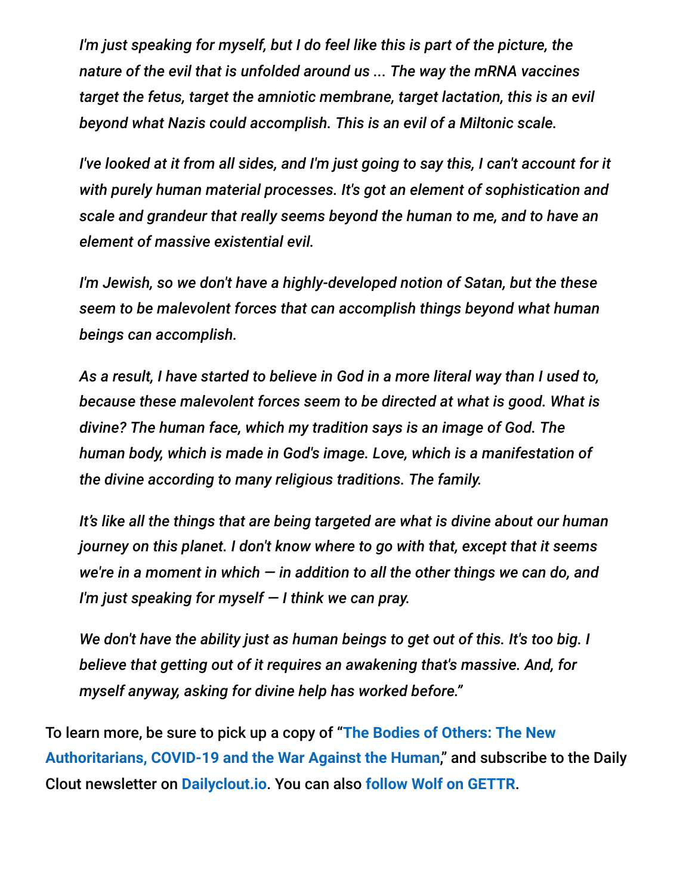*I'm just speaking for myself, but I do feel like this is part of the picture, the nature of the evil that is unfolded around us ... The way the mRNA vaccines target the fetus, target the amniotic membrane, target lactation, this is an evil beyond what Nazis could accomplish. This is an evil of a Miltonic scale.*

*I've looked at it from all sides, and I'm just going to say this, I can't account for it with purely human material processes. It's got an element of sophistication and scale and grandeur that really seems beyond the human to me, and to have an element of massive existential evil.*

*I'm Jewish, so we don't have a highly-developed notion of Satan, but the these seem to be malevolent forces that can accomplish things beyond what human beings can accomplish.*

*As a result, I have started to believe in God in a more literal way than I used to, because these malevolent forces seem to be directed at what is good. What is divine? The human face, which my tradition says is an image of God. The human body, which is made in God's image. Love, which is a manifestation of the divine according to many religious traditions. The family.*

*It's like all the things that are being targeted are what is divine about our human journey on this planet. I don't know where to go with that, except that it seems we're in a moment in which — in addition to all the other things we can do, and I'm just speaking for myself — I think we can pray.*

*We don't have the ability just as human beings to get out of this. It's too big. I believe that getting out of it requires an awakening that's massive. And, for myself anyway, asking for divine help has worked before."*

To learn more, be sure to pick up a copy of "**The Bodies of Others: The New Authoritarians, COVID-19 and the War Against the Human**," and subscribe to the Daily Clout newsletter on **Dailyclout.io**. You can also **follow Wolf on GETTR**.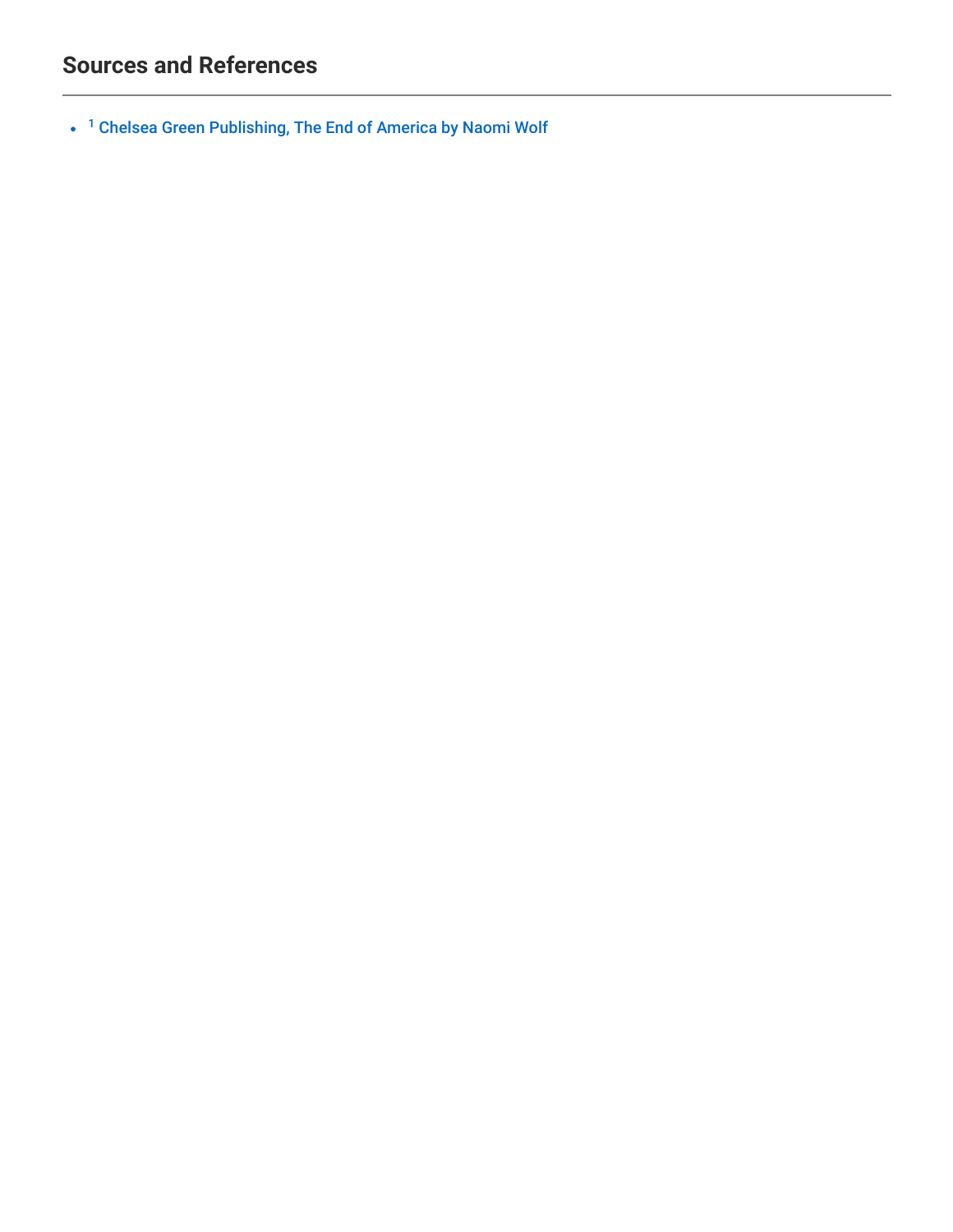## Sources and References

- [1] Chelsea Green Publishing, The End of America by Naomi Wolf